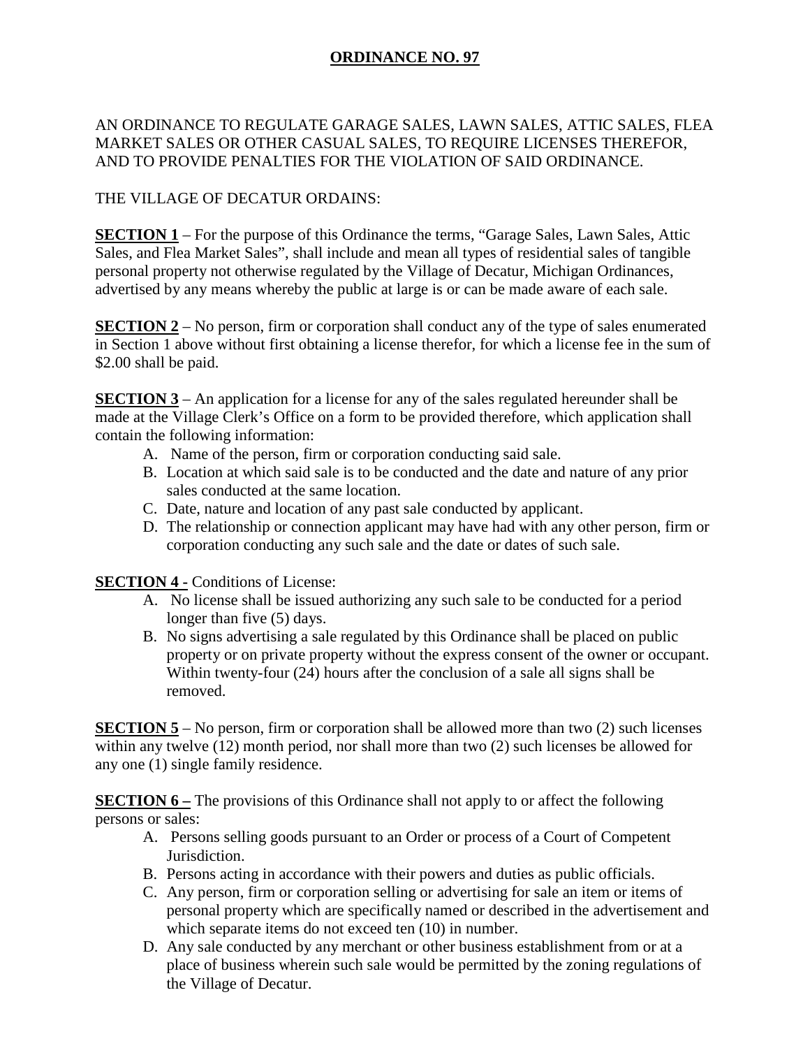# ORDINANCE NO. 97

AN ORDINANCE TO REGULATE GARAGE SALES, LAWN SALES, ATTIC SALES, FLEA MARKET SALES OR OTHER CASUAL SALES, TO REQUIRE LICENSES THEREFOR, AND TO PROVIDE PENALTIES FOR THE VIOLATION OF SAID ORDINANCE.

THE VILLAGE OF DECATUR ORDAINS:

**SECTION 1** – For the purpose of this Ordinance the terms, "Garage Sales, Lawn Sales, Attic Sales, and Flea Market Sales", shall include and mean all types of residential sales of tangible personal property not otherwise regulated by the Village of Decatur, Michigan Ordinances, advertised by any means whereby the public at large is or can be made aware of each sale.

**SECTION 2** – No person, firm or corporation shall conduct any of the type of sales enumerated in Section 1 above without first obtaining a license therefor, for which a license fee in the sum of $2.00 shall be paid.

**SECTION 3** – An application for a license for any of the sales regulated hereunder shall be made at the Village Clerk's Office on a form to be provided therefore, which application shall contain the following information:

A. Name of the person, firm or corporation conducting said sale.
B. Location at which said sale is to be conducted and the date and nature of any prior sales conducted at the same location.
C. Date, nature and location of any past sale conducted by applicant.
D. The relationship or connection applicant may have had with any other person, firm or corporation conducting any such sale and the date or dates of such sale.

**SECTION 4 -** Conditions of License:

A. No license shall be issued authorizing any such sale to be conducted for a period longer than five (5) days.
B. No signs advertising a sale regulated by this Ordinance shall be placed on public property or on private property without the express consent of the owner or occupant. Within twenty-four (24) hours after the conclusion of a sale all signs shall be removed.

**SECTION 5** – No person, firm or corporation shall be allowed more than two (2) such licenses within any twelve (12) month period, nor shall more than two (2) such licenses be allowed for any one (1) single family residence.

**SECTION 6 –** The provisions of this Ordinance shall not apply to or affect the following persons or sales:

A. Persons selling goods pursuant to an Order or process of a Court of Competent Jurisdiction.
B. Persons acting in accordance with their powers and duties as public officials.
C. Any person, firm or corporation selling or advertising for sale an item or items of personal property which are specifically named or described in the advertisement and which separate items do not exceed ten (10) in number.
D. Any sale conducted by any merchant or other business establishment from or at a place of business wherein such sale would be permitted by the zoning regulations of the Village of Decatur.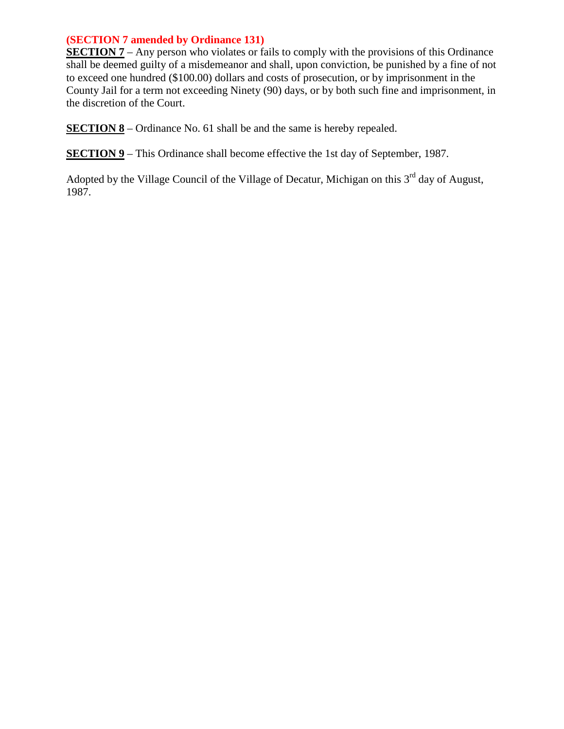**(SECTION 7 amended by Ordinance 131)**

**SECTION 7** – Any person who violates or fails to comply with the provisions of this Ordinance shall be deemed guilty of a misdemeanor and shall, upon conviction, be punished by a fine of not to exceed one hundred ($100.00) dollars and costs of prosecution, or by imprisonment in the County Jail for a term not exceeding Ninety (90) days, or by both such fine and imprisonment, in the discretion of the Court.

**SECTION 8** – Ordinance No. 61 shall be and the same is hereby repealed.

**SECTION 9** – This Ordinance shall become effective the 1st day of September, 1987.

Adopted by the Village Council of the Village of Decatur, Michigan on this 3rd day of August, 1987.